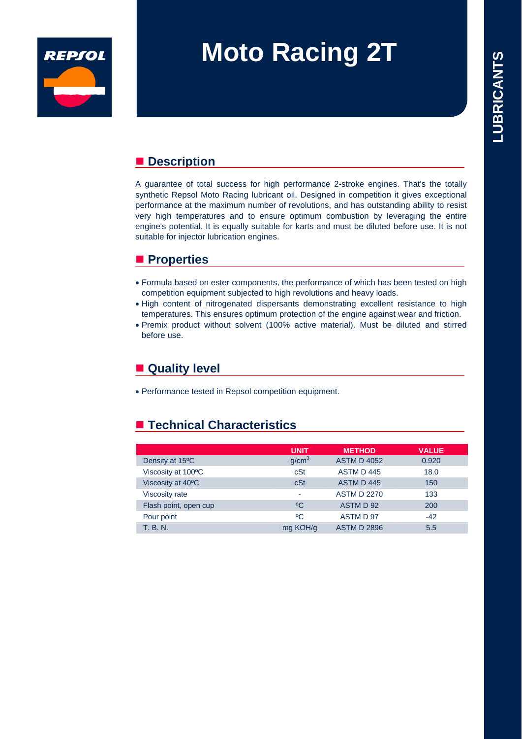REPSOL

# Moto Racing 2T

LUBRICANTS

## Description

A guarantee of total success for high performance 2-stroke engines. That's the totally synthetic Repsol Moto Racing lubricant oil. Designed in competition it gives exceptional performance at the maximum number of revolutions, and has outstanding ability to resist very high temperatures and to ensure optimum combustion by leveraging the entire engine's potential. It is equally suitable for karts and must be diluted before use. It is not suitable for injector lubrication engines.

## Properties

- Formula based on ester components, the performance of which has been tested on high competition equipment subjected to high revolutions and heavy loads.
- High content of nitrogenated dispersants demonstrating excellent resistance to high temperatures. This ensures optimum protection of the engine against wear and friction.
- Premix product without solvent (100% active material). Must be diluted and stirred before use.

## Quality level

- Performance tested in Repsol competition equipment.

## Technical Characteristics

| | UNIT | METHOD | VALUE |
|---|---|---|---|
| Density at 15ºC | $g/cm^3$ | ASTM D 4052 | 0.920 |
| Viscosity at 100ºC | cSt | ASTM D 445 | 18.0 |
| Viscosity at 40ºC | cSt | ASTM D 445 | 150 |
| Viscosity rate | - | ASTM D 2270 | 133 |
| Flash point, open cup | ºC | ASTM D 92 | 200 |
| Pour point | ºC | ASTM D 97 | -42 |
| T. B. N. | mg KOH/g | ASTM D 2896 | 5.5 |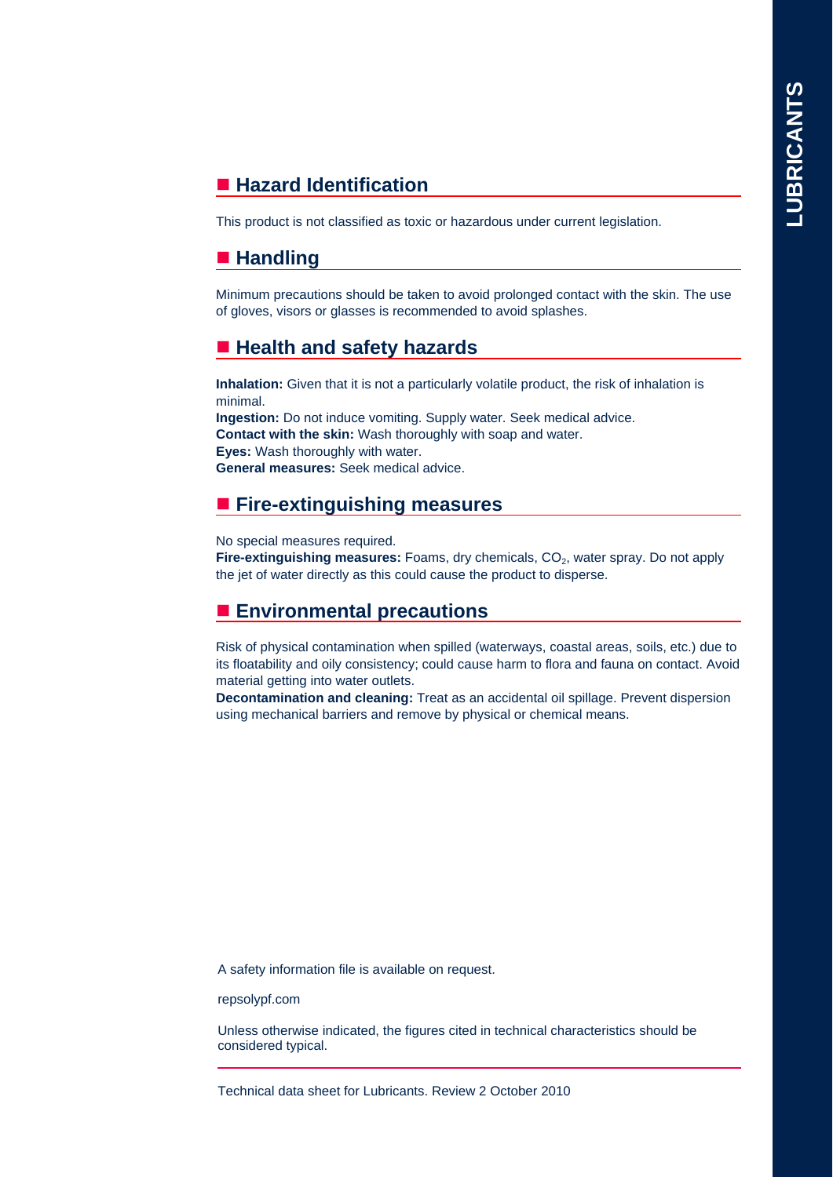## Hazard Identification

This product is not classified as toxic or hazardous under current legislation.

## Handling

Minimum precautions should be taken to avoid prolonged contact with the skin. The use of gloves, visors or glasses is recommended to avoid splashes.

## Health and safety hazards

**Inhalation:** Given that it is not a particularly volatile product, the risk of inhalation is minimal.
**Ingestion:** Do not induce vomiting. Supply water. Seek medical advice.
**Contact with the skin:** Wash thoroughly with soap and water.
**Eyes:** Wash thoroughly with water.
**General measures:** Seek medical advice.

## Fire-extinguishing measures

No special measures required.
**Fire-extinguishing measures:** Foams, dry chemicals, $CO_2$, water spray. Do not apply the jet of water directly as this could cause the product to disperse.

## Environmental precautions

Risk of physical contamination when spilled (waterways, coastal areas, soils, etc.) due to its floatability and oily consistency; could cause harm to flora and fauna on contact. Avoid material getting into water outlets.
**Decontamination and cleaning:** Treat as an accidental oil spillage. Prevent dispersion using mechanical barriers and remove by physical or chemical means.

A safety information file is available on request.

repsolypf.com

Unless otherwise indicated, the figures cited in technical characteristics should be considered typical.

Technical data sheet for Lubricants. Review 2 October 2010